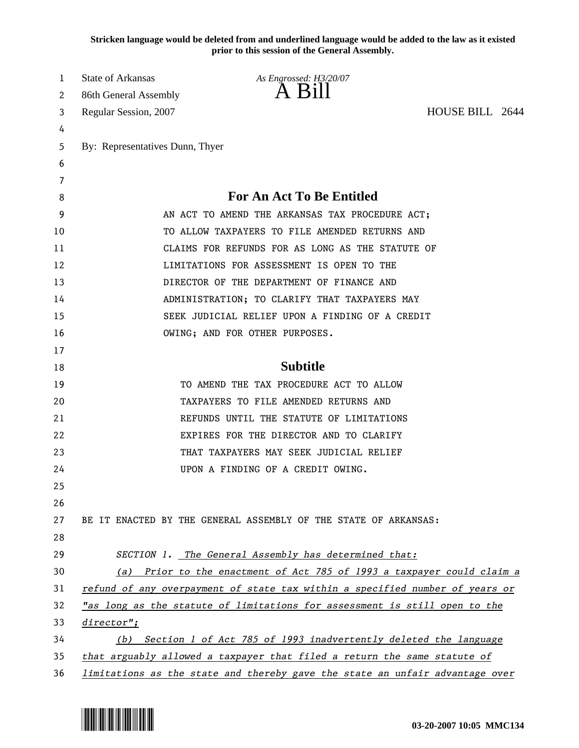**Stricken language would be deleted from and underlined language would be added to the law as it existed prior to this session of the General Assembly.**

State of Arkansas *As Engrossed: H3/20/07*
86th General Assembly
# A Bill
Regular Session, 2007 HOUSE BILL 2644

By: Representatives Dunn, Thyer

## For An Act To Be Entitled

AN ACT TO AMEND THE ARKANSAS TAX PROCEDURE ACT; TO ALLOW TAXPAYERS TO FILE AMENDED RETURNS AND CLAIMS FOR REFUNDS FOR AS LONG AS THE STATUTE OF LIMITATIONS FOR ASSESSMENT IS OPEN TO THE DIRECTOR OF THE DEPARTMENT OF FINANCE AND ADMINISTRATION; TO CLARIFY THAT TAXPAYERS MAY SEEK JUDICIAL RELIEF UPON A FINDING OF A CREDIT OWING; AND FOR OTHER PURPOSES.

## Subtitle

TO AMEND THE TAX PROCEDURE ACT TO ALLOW TAXPAYERS TO FILE AMENDED RETURNS AND REFUNDS UNTIL THE STATUTE OF LIMITATIONS EXPIRES FOR THE DIRECTOR AND TO CLARIFY THAT TAXPAYERS MAY SEEK JUDICIAL RELIEF UPON A FINDING OF A CREDIT OWING.

BE IT ENACTED BY THE GENERAL ASSEMBLY OF THE STATE OF ARKANSAS:

*SECTION 1. The General Assembly has determined that:*

*(a) Prior to the enactment of Act 785 of 1993 a taxpayer could claim a refund of any overpayment of state tax within a specified number of years or "as long as the statute of limitations for assessment is still open to the director";*

*(b) Section 1 of Act 785 of 1993 inadvertently deleted the language that arguably allowed a taxpayer that filed a return the same statute of limitations as the state and thereby gave the state an unfair advantage over*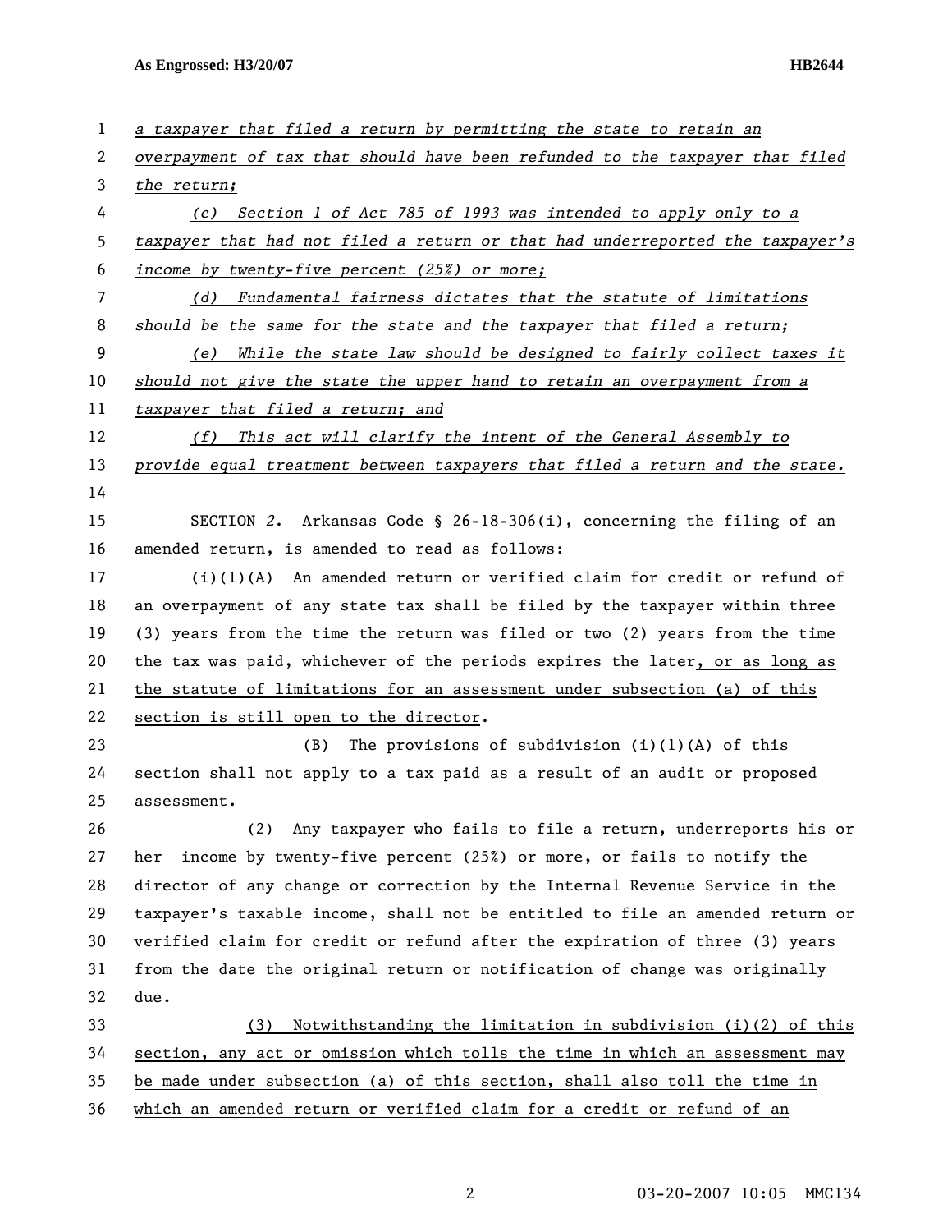*a taxpayer that filed a return by permitting the state to retain an overpayment of tax that should have been refunded to the taxpayer that filed the return;*

*(c) Section 1 of Act 785 of 1993 was intended to apply only to a taxpayer that had not filed a return or that had underreported the taxpayer's income by twenty-five percent (25%) or more;*

*(d) Fundamental fairness dictates that the statute of limitations should be the same for the state and the taxpayer that filed a return;*

*(e) While the state law should be designed to fairly collect taxes it should not give the state the upper hand to retain an overpayment from a taxpayer that filed a return; and*

*(f) This act will clarify the intent of the General Assembly to provide equal treatment between taxpayers that filed a return and the state.*

SECTION *2*. Arkansas Code § 26-18-306(i), concerning the filing of an amended return, is amended to read as follows:

(i)(1)(A) An amended return or verified claim for credit or refund of an overpayment of any state tax shall be filed by the taxpayer within three (3) years from the time the return was filed or two (2) years from the time the tax was paid, whichever of the periods expires the later, or as long as the statute of limitations for an assessment under subsection (a) of this section is still open to the director.

(B) The provisions of subdivision (i)(1)(A) of this section shall not apply to a tax paid as a result of an audit or proposed assessment.

(2) Any taxpayer who fails to file a return, underreports his or her income by twenty-five percent (25%) or more, or fails to notify the director of any change or correction by the Internal Revenue Service in the taxpayer's taxable income, shall not be entitled to file an amended return or verified claim for credit or refund after the expiration of three (3) years from the date the original return or notification of change was originally due.

(3) Notwithstanding the limitation in subdivision (i)(2) of this section, any act or omission which tolls the time in which an assessment may be made under subsection (a) of this section, shall also toll the time in which an amended return or verified claim for a credit or refund of an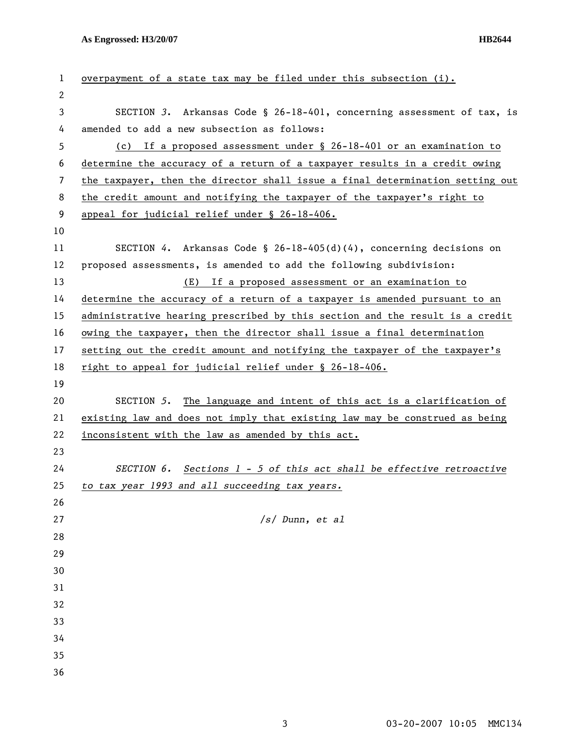overpayment of a state tax may be filed under this subsection (i).

SECTION *3*. Arkansas Code § 26-18-401, concerning assessment of tax, is amended to add a new subsection as follows:

(c) If a proposed assessment under § 26-18-401 or an examination to determine the accuracy of a return of a taxpayer results in a credit owing the taxpayer, then the director shall issue a final determination setting out the credit amount and notifying the taxpayer of the taxpayer's right to appeal for judicial relief under § 26-18-406.

SECTION *4*. Arkansas Code § 26-18-405(d)(4), concerning decisions on proposed assessments, is amended to add the following subdivision:

(E) If a proposed assessment or an examination to determine the accuracy of a return of a taxpayer is amended pursuant to an administrative hearing prescribed by this section and the result is a credit owing the taxpayer, then the director shall issue a final determination setting out the credit amount and notifying the taxpayer of the taxpayer's right to appeal for judicial relief under § 26-18-406.

SECTION *5*. The language and intent of this act is a clarification of existing law and does not imply that existing law may be construed as being inconsistent with the law as amended by this act.

*SECTION 6. Sections 1 - 5 of this act shall be effective retroactive to tax year 1993 and all succeeding tax years.*

*/s/ Dunn, et al*